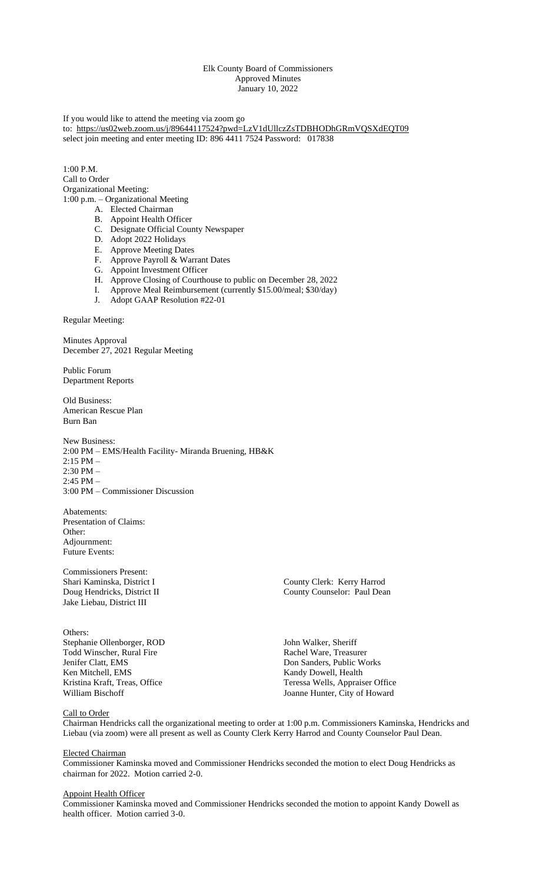Elk County Board of Commissioners
Approved Minutes
January 10, 2022

If you would like to attend the meeting via zoom go to: https://us02web.zoom.us/j/89644117524?pwd=LzV1dUllczZsTDBHODhGRmVQSXdEQT09 select join meeting and enter meeting ID: 896 4411 7524 Password: 017838

1:00 P.M.
Call to Order
Organizational Meeting:
1:00 p.m. – Organizational Meeting

A. Elected Chairman
B. Appoint Health Officer
C. Designate Official County Newspaper
D. Adopt 2022 Holidays
E. Approve Meeting Dates
F. Approve Payroll & Warrant Dates
G. Appoint Investment Officer
H. Approve Closing of Courthouse to public on December 28, 2022
I. Approve Meal Reimbursement (currently $15.00/meal; $30/day)
J. Adopt GAAP Resolution #22-01

Regular Meeting:

Minutes Approval
December 27, 2021 Regular Meeting

Public Forum
Department Reports

Old Business:
American Rescue Plan
Burn Ban

New Business:
2:00 PM – EMS/Health Facility- Miranda Bruening, HB&K
2:15 PM –
2:30 PM –
2:45 PM –
3:00 PM – Commissioner Discussion

Abatements:
Presentation of Claims:
Other:
Adjournment:
Future Events:

Commissioners Present:
Shari Kaminska, District I
Doug Hendricks, District II
Jake Liebau, District III

County Clerk: Kerry Harrod
County Counselor: Paul Dean

Others:
Stephanie Ollenborger, ROD
Todd Winscher, Rural Fire
Jenifer Clatt, EMS
Ken Mitchell, EMS
Kristina Kraft, Treas, Office
William Bischoff

John Walker, Sheriff
Rachel Ware, Treasurer
Don Sanders, Public Works
Kandy Dowell, Health
Teressa Wells, Appraiser Office
Joanne Hunter, City of Howard

Call to Order

Chairman Hendricks call the organizational meeting to order at 1:00 p.m. Commissioners Kaminska, Hendricks and Liebau (via zoom) were all present as well as County Clerk Kerry Harrod and County Counselor Paul Dean.

Elected Chairman

Commissioner Kaminska moved and Commissioner Hendricks seconded the motion to elect Doug Hendricks as chairman for 2022. Motion carried 2-0.

Appoint Health Officer

Commissioner Kaminska moved and Commissioner Hendricks seconded the motion to appoint Kandy Dowell as health officer. Motion carried 3-0.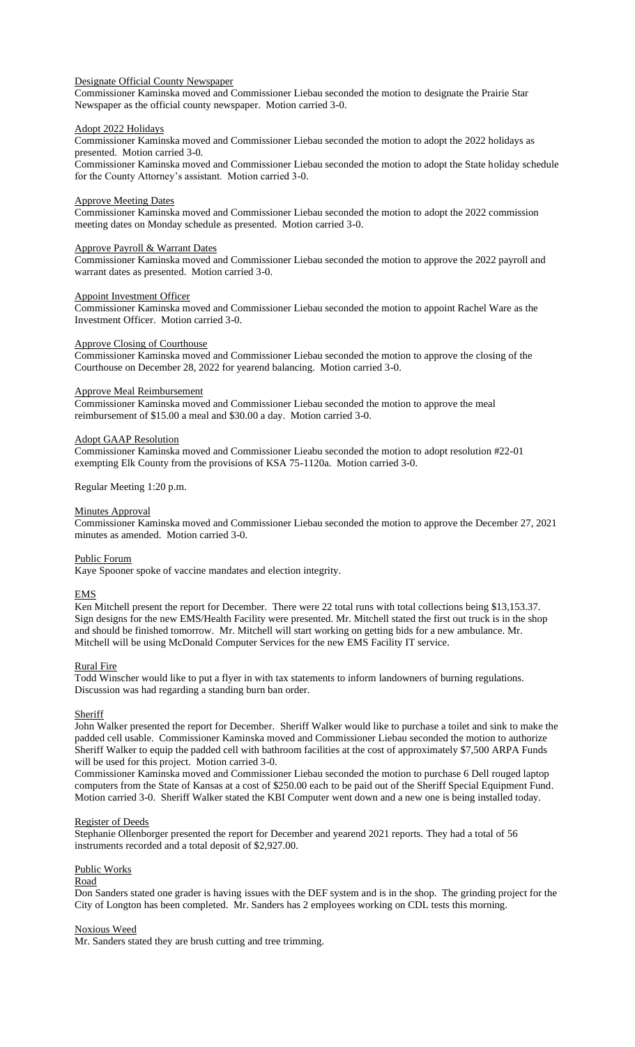Designate Official County Newspaper

Commissioner Kaminska moved and Commissioner Liebau seconded the motion to designate the Prairie Star Newspaper as the official county newspaper. Motion carried 3-0.

Adopt 2022 Holidays

Commissioner Kaminska moved and Commissioner Liebau seconded the motion to adopt the 2022 holidays as presented. Motion carried 3-0.

Commissioner Kaminska moved and Commissioner Liebau seconded the motion to adopt the State holiday schedule for the County Attorney's assistant. Motion carried 3-0.

Approve Meeting Dates

Commissioner Kaminska moved and Commissioner Liebau seconded the motion to adopt the 2022 commission meeting dates on Monday schedule as presented. Motion carried 3-0.

Approve Payroll & Warrant Dates

Commissioner Kaminska moved and Commissioner Liebau seconded the motion to approve the 2022 payroll and warrant dates as presented. Motion carried 3-0.

Appoint Investment Officer

Commissioner Kaminska moved and Commissioner Liebau seconded the motion to appoint Rachel Ware as the Investment Officer. Motion carried 3-0.

Approve Closing of Courthouse

Commissioner Kaminska moved and Commissioner Liebau seconded the motion to approve the closing of the Courthouse on December 28, 2022 for yearend balancing. Motion carried 3-0.

Approve Meal Reimbursement

Commissioner Kaminska moved and Commissioner Liebau seconded the motion to approve the meal reimbursement of $15.00 a meal and $30.00 a day. Motion carried 3-0.

Adopt GAAP Resolution

Commissioner Kaminska moved and Commissioner Lieabu seconded the motion to adopt resolution #22-01 exempting Elk County from the provisions of KSA 75-1120a. Motion carried 3-0.

Regular Meeting 1:20 p.m.

Minutes Approval

Commissioner Kaminska moved and Commissioner Liebau seconded the motion to approve the December 27, 2021 minutes as amended. Motion carried 3-0.

Public Forum

Kaye Spooner spoke of vaccine mandates and election integrity.

EMS

Ken Mitchell present the report for December. There were 22 total runs with total collections being $13,153.37. Sign designs for the new EMS/Health Facility were presented. Mr. Mitchell stated the first out truck is in the shop and should be finished tomorrow. Mr. Mitchell will start working on getting bids for a new ambulance. Mr. Mitchell will be using McDonald Computer Services for the new EMS Facility IT service.

Rural Fire

Todd Winscher would like to put a flyer in with tax statements to inform landowners of burning regulations. Discussion was had regarding a standing burn ban order.

Sheriff

John Walker presented the report for December. Sheriff Walker would like to purchase a toilet and sink to make the padded cell usable. Commissioner Kaminska moved and Commissioner Liebau seconded the motion to authorize Sheriff Walker to equip the padded cell with bathroom facilities at the cost of approximately $7,500 ARPA Funds will be used for this project. Motion carried 3-0.

Commissioner Kaminska moved and Commissioner Liebau seconded the motion to purchase 6 Dell rouged laptop computers from the State of Kansas at a cost of $250.00 each to be paid out of the Sheriff Special Equipment Fund. Motion carried 3-0. Sheriff Walker stated the KBI Computer went down and a new one is being installed today.

Register of Deeds

Stephanie Ollenborger presented the report for December and yearend 2021 reports. They had a total of 56 instruments recorded and a total deposit of $2,927.00.

Public Works

Road

Don Sanders stated one grader is having issues with the DEF system and is in the shop. The grinding project for the City of Longton has been completed. Mr. Sanders has 2 employees working on CDL tests this morning.

Noxious Weed

Mr. Sanders stated they are brush cutting and tree trimming.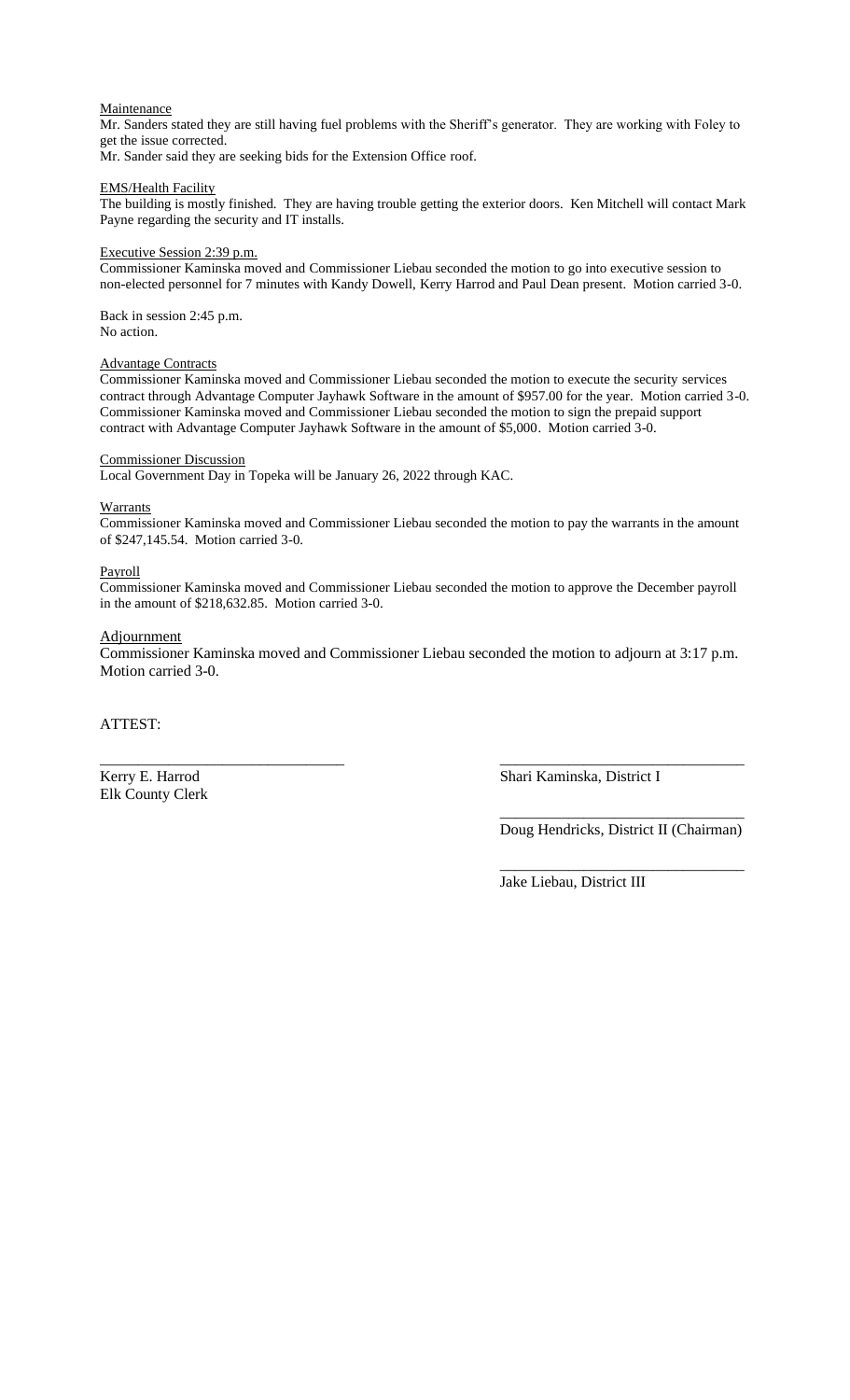<u>Maintenance</u>

Mr. Sanders stated they are still having fuel problems with the Sheriff's generator. They are working with Foley to get the issue corrected.

Mr. Sander said they are seeking bids for the Extension Office roof.

<u>EMS/Health Facility</u>

The building is mostly finished. They are having trouble getting the exterior doors. Ken Mitchell will contact Mark Payne regarding the security and IT installs.

<u>Executive Session 2:39 p.m.</u>

Commissioner Kaminska moved and Commissioner Liebau seconded the motion to go into executive session to non-elected personnel for 7 minutes with Kandy Dowell, Kerry Harrod and Paul Dean present. Motion carried 3-0.

Back in session 2:45 p.m.
No action.

<u>Advantage Contracts</u>

Commissioner Kaminska moved and Commissioner Liebau seconded the motion to execute the security services contract through Advantage Computer Jayhawk Software in the amount of $957.00 for the year. Motion carried 3-0.
Commissioner Kaminska moved and Commissioner Liebau seconded the motion to sign the prepaid support contract with Advantage Computer Jayhawk Software in the amount of $5,000. Motion carried 3-0.

<u>Commissioner Discussion</u>

Local Government Day in Topeka will be January 26, 2022 through KAC.

<u>Warrants</u>

Commissioner Kaminska moved and Commissioner Liebau seconded the motion to pay the warrants in the amount of $247,145.54. Motion carried 3-0.

<u>Payroll</u>

Commissioner Kaminska moved and Commissioner Liebau seconded the motion to approve the December payroll in the amount of $218,632.85. Motion carried 3-0.

<u>Adjournment</u>

Commissioner Kaminska moved and Commissioner Liebau seconded the motion to adjourn at 3:17 p.m. Motion carried 3-0.

ATTEST:

\_\_\_\_\_\_\_\_\_\_\_\_\_\_\_\_\_\_\_\_\_\_\_\_\_\_\_\_\_\_
Kerry E. Harrod
Elk County Clerk

\_\_\_\_\_\_\_\_\_\_\_\_\_\_\_\_\_\_\_\_\_\_\_\_\_\_\_\_\_\_
Shari Kaminska, District I

\_\_\_\_\_\_\_\_\_\_\_\_\_\_\_\_\_\_\_\_\_\_\_\_\_\_\_\_\_\_
Doug Hendricks, District II (Chairman)

\_\_\_\_\_\_\_\_\_\_\_\_\_\_\_\_\_\_\_\_\_\_\_\_\_\_\_\_\_\_
Jake Liebau, District III